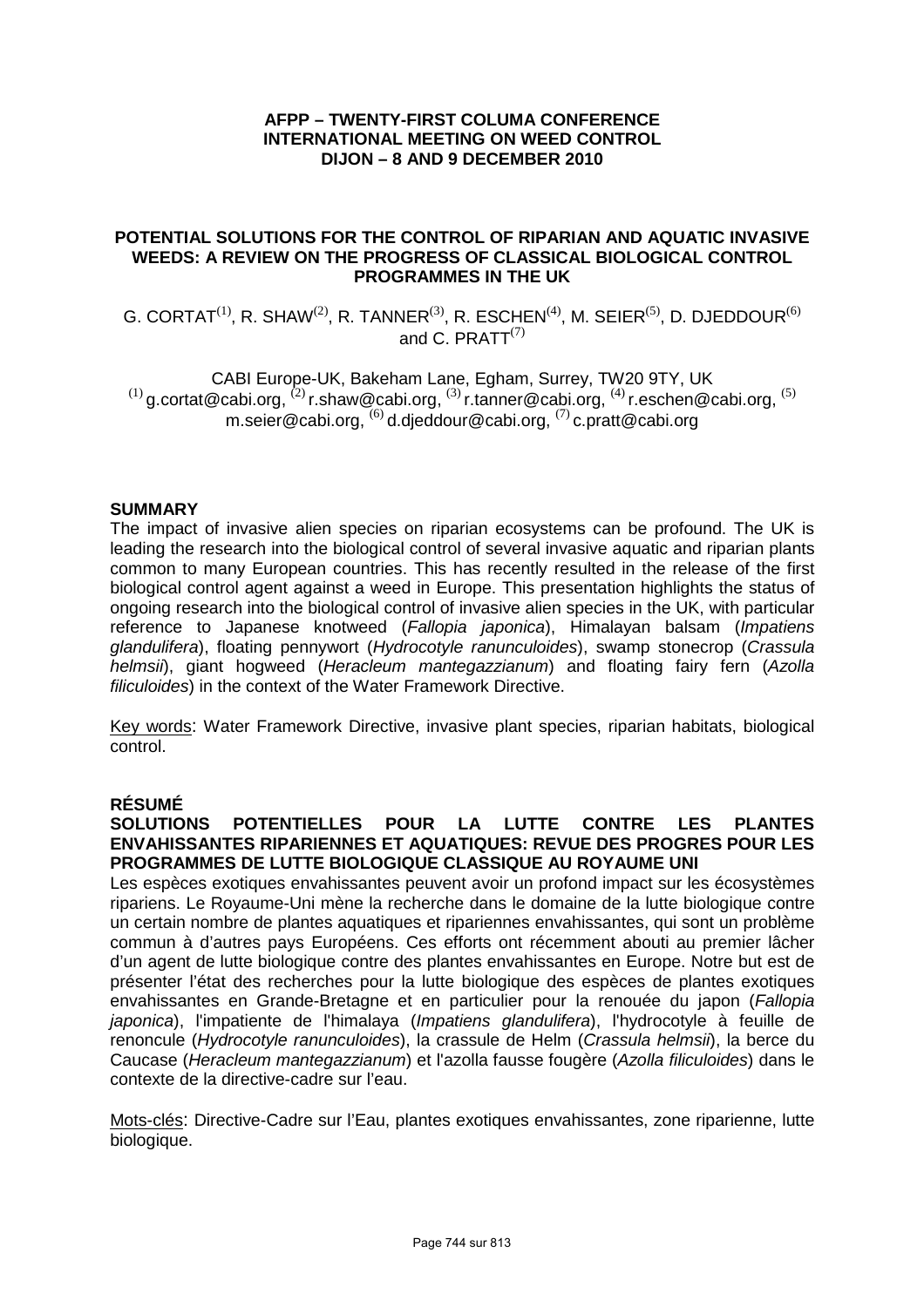**AFPP – TWENTY-FIRST COLUMA CONFERENCE**
**INTERNATIONAL MEETING ON WEED CONTROL**
**DIJON – 8 AND 9 DECEMBER 2010**

# POTENTIAL SOLUTIONS FOR THE CONTROL OF RIPARIAN AND AQUATIC INVASIVE WEEDS: A REVIEW ON THE PROGRESS OF CLASSICAL BIOLOGICAL CONTROL PROGRAMMES IN THE UK

G. CORTAT[1], R. SHAW[2], R. TANNER[3], R. ESCHEN[4], M. SEIER[5], D. DJEDDOUR[6] and C. PRATT[7]

CABI Europe-UK, Bakeham Lane, Egham, Surrey, TW20 9TY, UK
[1] g.cortat@cabi.org, [2] r.shaw@cabi.org, [3] r.tanner@cabi.org, [4] r.eschen@cabi.org, [5] m.seier@cabi.org, [6] d.djeddour@cabi.org, [7] c.pratt@cabi.org

## SUMMARY

The impact of invasive alien species on riparian ecosystems can be profound. The UK is leading the research into the biological control of several invasive aquatic and riparian plants common to many European countries. This has recently resulted in the release of the first biological control agent against a weed in Europe. This presentation highlights the status of ongoing research into the biological control of invasive alien species in the UK, with particular reference to Japanese knotweed (*Fallopia japonica*), Himalayan balsam (*Impatiens glandulifera*), floating pennywort (*Hydrocotyle ranunculoides*), swamp stonecrop (*Crassula helmsii*), giant hogweed (*Heracleum mantegazzianum*) and floating fairy fern (*Azolla filiculoides*) in the context of the Water Framework Directive.

Key words: Water Framework Directive, invasive plant species, riparian habitats, biological control.

## RÉSUMÉ

**SOLUTIONS POTENTIELLES POUR LA LUTTE CONTRE LES PLANTES ENVAHISSANTES RIPARIENNES ET AQUATIQUES: REVUE DES PROGRES POUR LES PROGRAMMES DE LUTTE BIOLOGIQUE CLASSIQUE AU ROYAUME UNI**

Les espèces exotiques envahissantes peuvent avoir un profond impact sur les écosystèmes ripariens. Le Royaume-Uni mène la recherche dans le domaine de la lutte biologique contre un certain nombre de plantes aquatiques et ripariennes envahissantes, qui sont un problème commun à d'autres pays Européens. Ces efforts ont récemment abouti au premier lâcher d'un agent de lutte biologique contre des plantes envahissantes en Europe. Notre but est de présenter l'état des recherches pour la lutte biologique des espèces de plantes exotiques envahissantes en Grande-Bretagne et en particulier pour la renouée du japon (*Fallopia japonica*), l'impatiente de l'himalaya (*Impatiens glandulifera*), l'hydrocotyle à feuille de renoncule (*Hydrocotyle ranunculoides*), la crassule de Helm (*Crassula helmsii*), la berce du Caucase (*Heracleum mantegazzianum*) et l'azolla fausse fougère (*Azolla filiculoides*) dans le contexte de la directive-cadre sur l'eau.

Mots-clés: Directive-Cadre sur l'Eau, plantes exotiques envahissantes, zone riparienne, lutte biologique.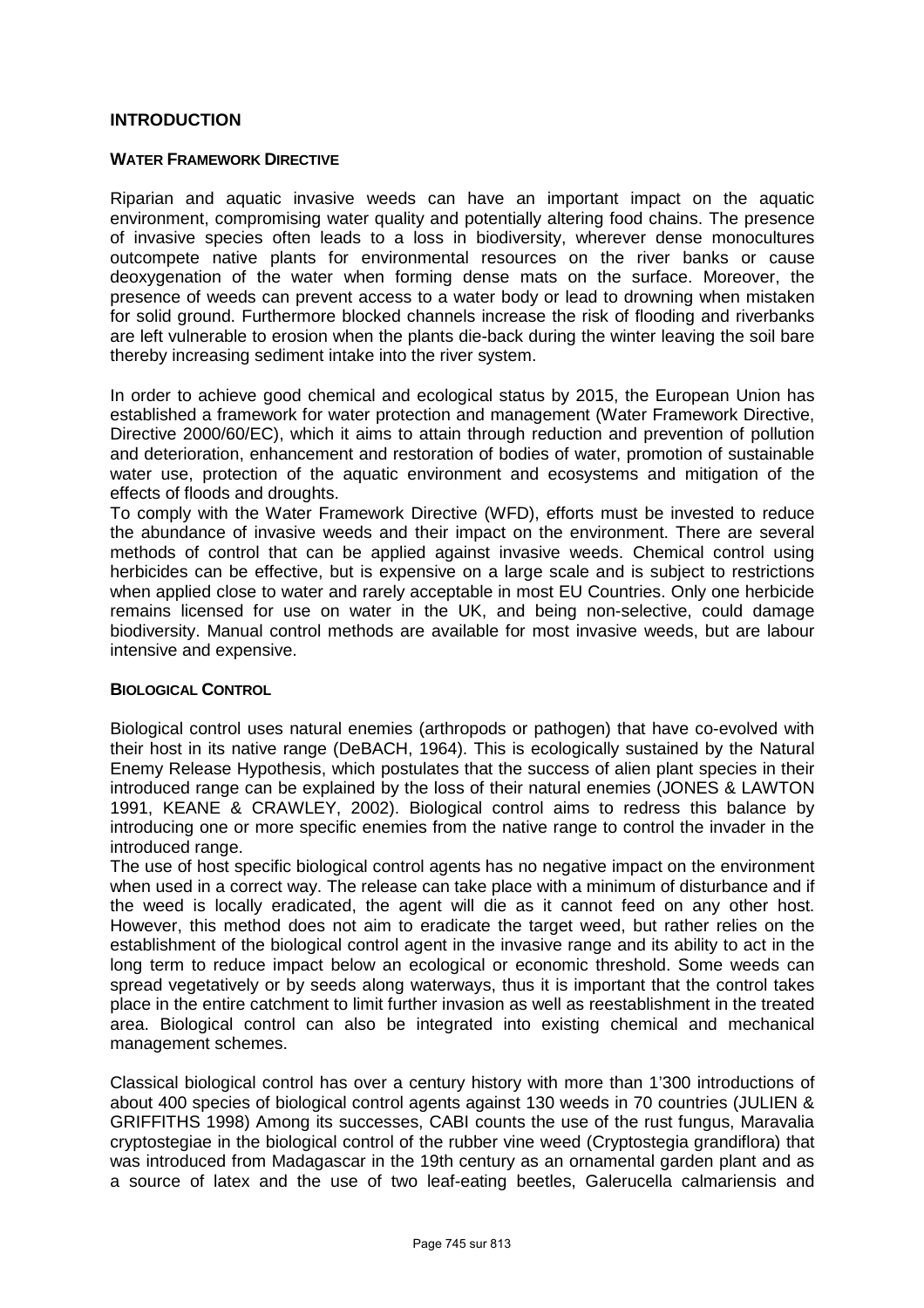## INTRODUCTION

### WATER FRAMEWORK DIRECTIVE

Riparian and aquatic invasive weeds can have an important impact on the aquatic environment, compromising water quality and potentially altering food chains. The presence of invasive species often leads to a loss in biodiversity, wherever dense monocultures outcompete native plants for environmental resources on the river banks or cause deoxygenation of the water when forming dense mats on the surface. Moreover, the presence of weeds can prevent access to a water body or lead to drowning when mistaken for solid ground. Furthermore blocked channels increase the risk of flooding and riverbanks are left vulnerable to erosion when the plants die-back during the winter leaving the soil bare thereby increasing sediment intake into the river system.

In order to achieve good chemical and ecological status by 2015, the European Union has established a framework for water protection and management (Water Framework Directive, Directive 2000/60/EC), which it aims to attain through reduction and prevention of pollution and deterioration, enhancement and restoration of bodies of water, promotion of sustainable water use, protection of the aquatic environment and ecosystems and mitigation of the effects of floods and droughts.

To comply with the Water Framework Directive (WFD), efforts must be invested to reduce the abundance of invasive weeds and their impact on the environment. There are several methods of control that can be applied against invasive weeds. Chemical control using herbicides can be effective, but is expensive on a large scale and is subject to restrictions when applied close to water and rarely acceptable in most EU Countries. Only one herbicide remains licensed for use on water in the UK, and being non-selective, could damage biodiversity. Manual control methods are available for most invasive weeds, but are labour intensive and expensive.

### BIOLOGICAL CONTROL

Biological control uses natural enemies (arthropods or pathogen) that have co-evolved with their host in its native range (DeBACH, 1964). This is ecologically sustained by the Natural Enemy Release Hypothesis, which postulates that the success of alien plant species in their introduced range can be explained by the loss of their natural enemies (JONES & LAWTON 1991, KEANE & CRAWLEY, 2002). Biological control aims to redress this balance by introducing one or more specific enemies from the native range to control the invader in the introduced range.

The use of host specific biological control agents has no negative impact on the environment when used in a correct way. The release can take place with a minimum of disturbance and if the weed is locally eradicated, the agent will die as it cannot feed on any other host. However, this method does not aim to eradicate the target weed, but rather relies on the establishment of the biological control agent in the invasive range and its ability to act in the long term to reduce impact below an ecological or economic threshold. Some weeds can spread vegetatively or by seeds along waterways, thus it is important that the control takes place in the entire catchment to limit further invasion as well as reestablishment in the treated area. Biological control can also be integrated into existing chemical and mechanical management schemes.

Classical biological control has over a century history with more than 1'300 introductions of about 400 species of biological control agents against 130 weeds in 70 countries (JULIEN & GRIFFITHS 1998) Among its successes, CABI counts the use of the rust fungus, Maravalia cryptostegiae in the biological control of the rubber vine weed (Cryptostegia grandiflora) that was introduced from Madagascar in the 19th century as an ornamental garden plant and as a source of latex and the use of two leaf-eating beetles, Galerucella calmariensis and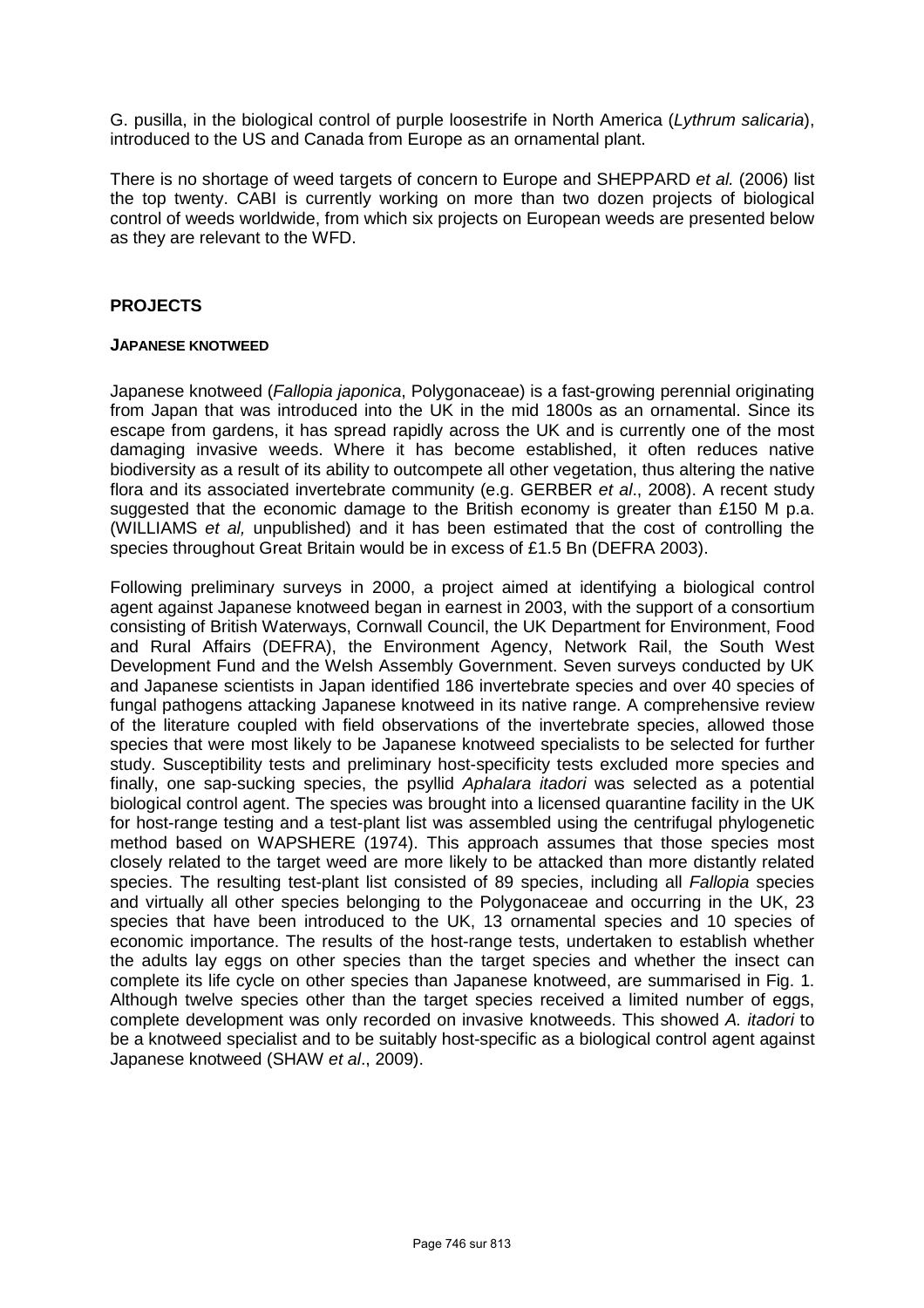G. pusilla, in the biological control of purple loosestrife in North America (*Lythrum salicaria*), introduced to the US and Canada from Europe as an ornamental plant.

There is no shortage of weed targets of concern to Europe and SHEPPARD *et al.* (2006) list the top twenty. CABI is currently working on more than two dozen projects of biological control of weeds worldwide, from which six projects on European weeds are presented below as they are relevant to the WFD.

## PROJECTS

### JAPANESE KNOTWEED

Japanese knotweed (*Fallopia japonica*, Polygonaceae) is a fast-growing perennial originating from Japan that was introduced into the UK in the mid 1800s as an ornamental. Since its escape from gardens, it has spread rapidly across the UK and is currently one of the most damaging invasive weeds. Where it has become established, it often reduces native biodiversity as a result of its ability to outcompete all other vegetation, thus altering the native flora and its associated invertebrate community (e.g. GERBER *et al*., 2008). A recent study suggested that the economic damage to the British economy is greater than £150 M p.a. (WILLIAMS *et al,* unpublished) and it has been estimated that the cost of controlling the species throughout Great Britain would be in excess of £1.5 Bn (DEFRA 2003).

Following preliminary surveys in 2000, a project aimed at identifying a biological control agent against Japanese knotweed began in earnest in 2003, with the support of a consortium consisting of British Waterways, Cornwall Council, the UK Department for Environment, Food and Rural Affairs (DEFRA), the Environment Agency, Network Rail, the South West Development Fund and the Welsh Assembly Government. Seven surveys conducted by UK and Japanese scientists in Japan identified 186 invertebrate species and over 40 species of fungal pathogens attacking Japanese knotweed in its native range. A comprehensive review of the literature coupled with field observations of the invertebrate species, allowed those species that were most likely to be Japanese knotweed specialists to be selected for further study. Susceptibility tests and preliminary host-specificity tests excluded more species and finally, one sap-sucking species, the psyllid *Aphalara itadori* was selected as a potential biological control agent. The species was brought into a licensed quarantine facility in the UK for host-range testing and a test-plant list was assembled using the centrifugal phylogenetic method based on WAPSHERE (1974). This approach assumes that those species most closely related to the target weed are more likely to be attacked than more distantly related species. The resulting test-plant list consisted of 89 species, including all *Fallopia* species and virtually all other species belonging to the Polygonaceae and occurring in the UK, 23 species that have been introduced to the UK, 13 ornamental species and 10 species of economic importance. The results of the host-range tests, undertaken to establish whether the adults lay eggs on other species than the target species and whether the insect can complete its life cycle on other species than Japanese knotweed, are summarised in Fig. 1. Although twelve species other than the target species received a limited number of eggs, complete development was only recorded on invasive knotweeds. This showed *A. itadori* to be a knotweed specialist and to be suitably host-specific as a biological control agent against Japanese knotweed (SHAW *et al*., 2009).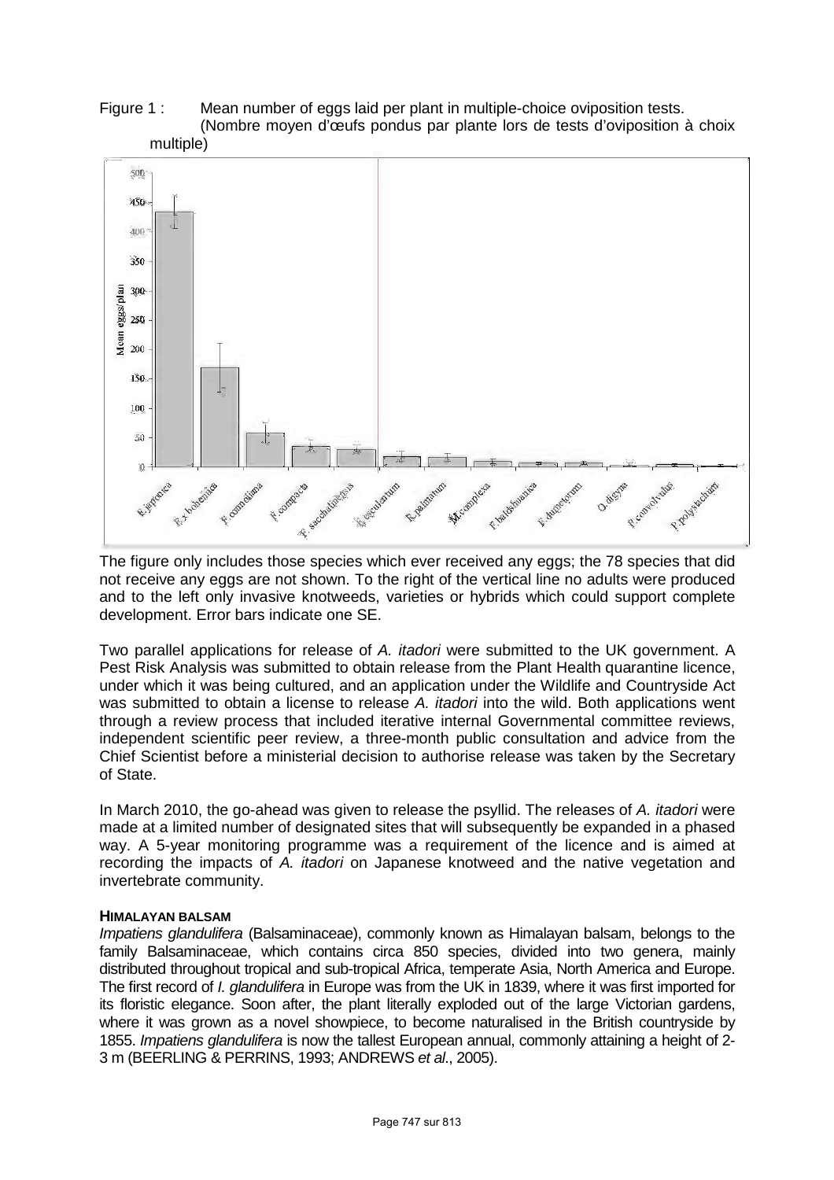Figure 1 : Mean number of eggs laid per plant in multiple-choice oviposition tests.
(Nombre moyen d'œufs pondus par plante lors de tests d'oviposition à choix multiple)

The figure only includes those species which ever received any eggs; the 78 species that did not receive any eggs are not shown. To the right of the vertical line no adults were produced and to the left only invasive knotweeds, varieties or hybrids which could support complete development. Error bars indicate one SE.

Two parallel applications for release of *A. itadori* were submitted to the UK government. A Pest Risk Analysis was submitted to obtain release from the Plant Health quarantine licence, under which it was being cultured, and an application under the Wildlife and Countryside Act was submitted to obtain a license to release *A. itadori* into the wild. Both applications went through a review process that included iterative internal Governmental committee reviews, independent scientific peer review, a three-month public consultation and advice from the Chief Scientist before a ministerial decision to authorise release was taken by the Secretary of State.

In March 2010, the go-ahead was given to release the psyllid. The releases of *A. itadori* were made at a limited number of designated sites that will subsequently be expanded in a phased way. A 5-year monitoring programme was a requirement of the licence and is aimed at recording the impacts of *A. itadori* on Japanese knotweed and the native vegetation and invertebrate community.

### HIMALAYAN BALSAM

*Impatiens glandulifera* (Balsaminaceae), commonly known as Himalayan balsam, belongs to the family Balsaminaceae, which contains circa 850 species, divided into two genera, mainly distributed throughout tropical and sub-tropical Africa, temperate Asia, North America and Europe. The first record of *I. glandulifera* in Europe was from the UK in 1839, where it was first imported for its floristic elegance. Soon after, the plant literally exploded out of the large Victorian gardens, where it was grown as a novel showpiece, to become naturalised in the British countryside by 1855. *Impatiens glandulifera* is now the tallest European annual, commonly attaining a height of 2-3 m (BEERLING & PERRINS, 1993; ANDREWS *et al*., 2005).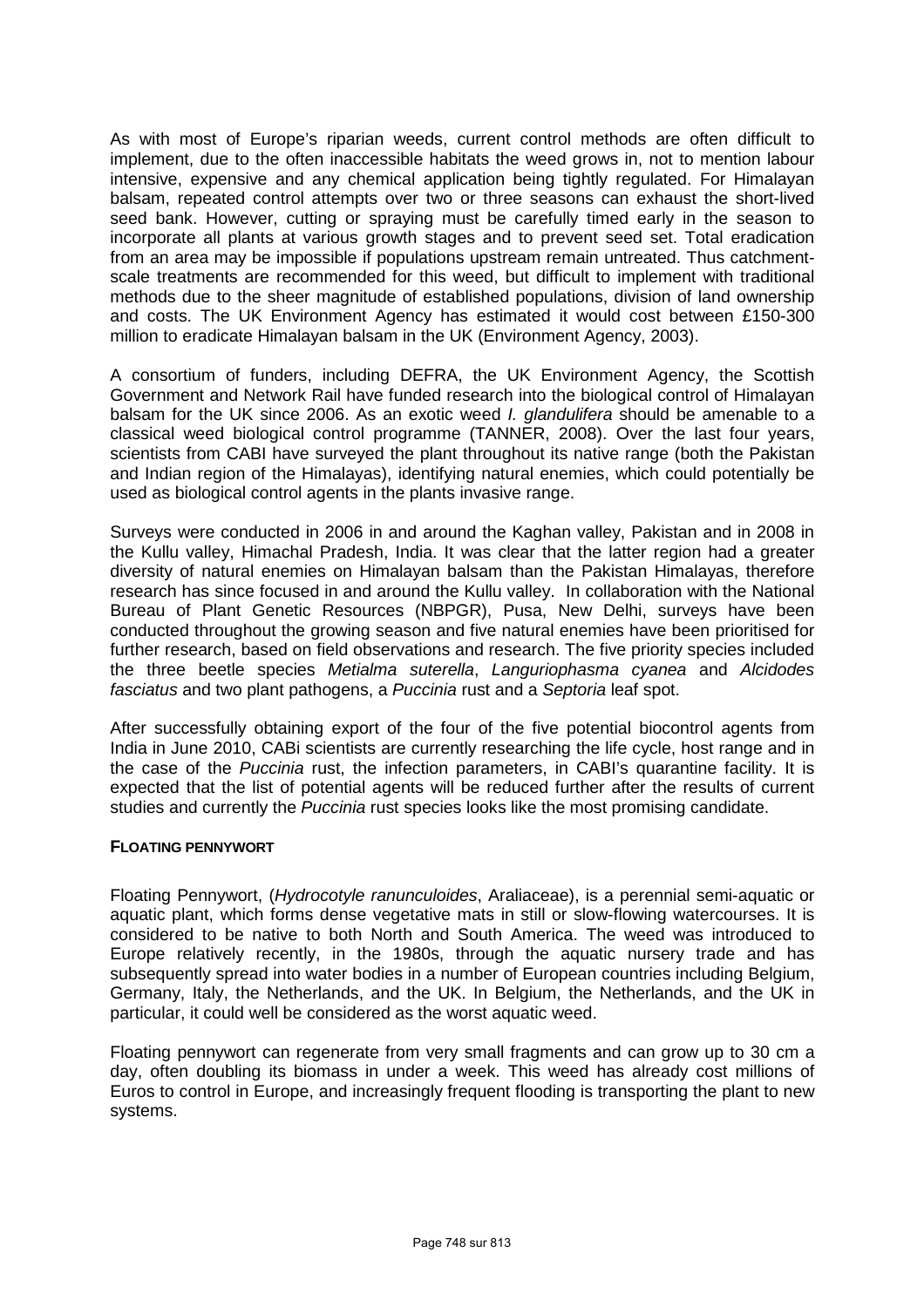As with most of Europe's riparian weeds, current control methods are often difficult to implement, due to the often inaccessible habitats the weed grows in, not to mention labour intensive, expensive and any chemical application being tightly regulated. For Himalayan balsam, repeated control attempts over two or three seasons can exhaust the short-lived seed bank. However, cutting or spraying must be carefully timed early in the season to incorporate all plants at various growth stages and to prevent seed set. Total eradication from an area may be impossible if populations upstream remain untreated. Thus catchment-scale treatments are recommended for this weed, but difficult to implement with traditional methods due to the sheer magnitude of established populations, division of land ownership and costs. The UK Environment Agency has estimated it would cost between £150-300 million to eradicate Himalayan balsam in the UK (Environment Agency, 2003).

A consortium of funders, including DEFRA, the UK Environment Agency, the Scottish Government and Network Rail have funded research into the biological control of Himalayan balsam for the UK since 2006. As an exotic weed *I. glandulifera* should be amenable to a classical weed biological control programme (TANNER, 2008). Over the last four years, scientists from CABI have surveyed the plant throughout its native range (both the Pakistan and Indian region of the Himalayas), identifying natural enemies, which could potentially be used as biological control agents in the plants invasive range.

Surveys were conducted in 2006 in and around the Kaghan valley, Pakistan and in 2008 in the Kullu valley, Himachal Pradesh, India. It was clear that the latter region had a greater diversity of natural enemies on Himalayan balsam than the Pakistan Himalayas, therefore research has since focused in and around the Kullu valley. In collaboration with the National Bureau of Plant Genetic Resources (NBPGR), Pusa, New Delhi, surveys have been conducted throughout the growing season and five natural enemies have been prioritised for further research, based on field observations and research. The five priority species included the three beetle species *Metialma suterella*, *Languriophasma cyanea* and *Alcidodes fasciatus* and two plant pathogens, a *Puccinia* rust and a *Septoria* leaf spot.

After successfully obtaining export of the four of the five potential biocontrol agents from India in June 2010, CABi scientists are currently researching the life cycle, host range and in the case of the *Puccinia* rust, the infection parameters, in CABI's quarantine facility. It is expected that the list of potential agents will be reduced further after the results of current studies and currently the *Puccinia* rust species looks like the most promising candidate.

#### FLOATING PENNYWORT

Floating Pennywort, (*Hydrocotyle ranunculoides*, Araliaceae), is a perennial semi-aquatic or aquatic plant, which forms dense vegetative mats in still or slow-flowing watercourses. It is considered to be native to both North and South America. The weed was introduced to Europe relatively recently, in the 1980s, through the aquatic nursery trade and has subsequently spread into water bodies in a number of European countries including Belgium, Germany, Italy, the Netherlands, and the UK. In Belgium, the Netherlands, and the UK in particular, it could well be considered as the worst aquatic weed.

Floating pennywort can regenerate from very small fragments and can grow up to 30 cm a day, often doubling its biomass in under a week. This weed has already cost millions of Euros to control in Europe, and increasingly frequent flooding is transporting the plant to new systems.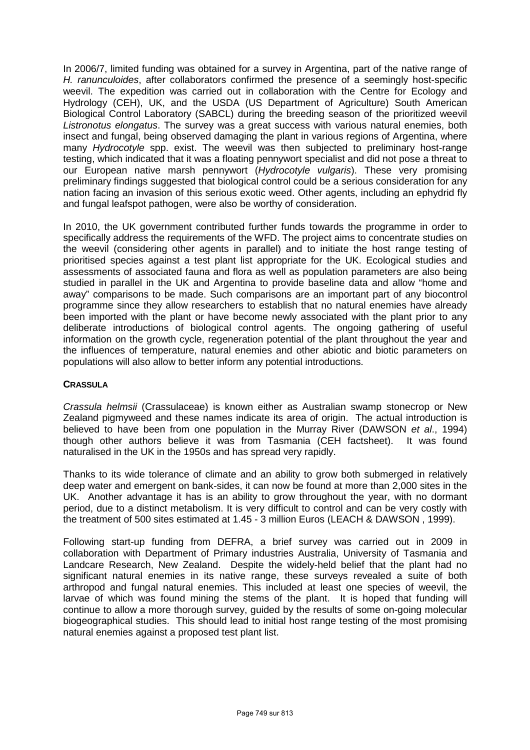In 2006/7, limited funding was obtained for a survey in Argentina, part of the native range of *H. ranunculoides*, after collaborators confirmed the presence of a seemingly host-specific weevil. The expedition was carried out in collaboration with the Centre for Ecology and Hydrology (CEH), UK, and the USDA (US Department of Agriculture) South American Biological Control Laboratory (SABCL) during the breeding season of the prioritized weevil *Listronotus elongatus*. The survey was a great success with various natural enemies, both insect and fungal, being observed damaging the plant in various regions of Argentina, where many *Hydrocotyle* spp. exist. The weevil was then subjected to preliminary host-range testing, which indicated that it was a floating pennywort specialist and did not pose a threat to our European native marsh pennywort (*Hydrocotyle vulgaris*). These very promising preliminary findings suggested that biological control could be a serious consideration for any nation facing an invasion of this serious exotic weed. Other agents, including an ephydrid fly and fungal leafspot pathogen, were also be worthy of consideration.

In 2010, the UK government contributed further funds towards the programme in order to specifically address the requirements of the WFD. The project aims to concentrate studies on the weevil (considering other agents in parallel) and to initiate the host range testing of prioritised species against a test plant list appropriate for the UK. Ecological studies and assessments of associated fauna and flora as well as population parameters are also being studied in parallel in the UK and Argentina to provide baseline data and allow "home and away" comparisons to be made. Such comparisons are an important part of any biocontrol programme since they allow researchers to establish that no natural enemies have already been imported with the plant or have become newly associated with the plant prior to any deliberate introductions of biological control agents. The ongoing gathering of useful information on the growth cycle, regeneration potential of the plant throughout the year and the influences of temperature, natural enemies and other abiotic and biotic parameters on populations will also allow to better inform any potential introductions.

**CRASSULA**

*Crassula helmsii* (Crassulaceae) is known either as Australian swamp stonecrop or New Zealand pigmyweed and these names indicate its area of origin. The actual introduction is believed to have been from one population in the Murray River (DAWSON *et al*., 1994) though other authors believe it was from Tasmania (CEH factsheet). It was found naturalised in the UK in the 1950s and has spread very rapidly.

Thanks to its wide tolerance of climate and an ability to grow both submerged in relatively deep water and emergent on bank-sides, it can now be found at more than 2,000 sites in the UK. Another advantage it has is an ability to grow throughout the year, with no dormant period, due to a distinct metabolism. It is very difficult to control and can be very costly with the treatment of 500 sites estimated at 1.45 - 3 million Euros (LEACH & DAWSON , 1999).

Following start-up funding from DEFRA, a brief survey was carried out in 2009 in collaboration with Department of Primary industries Australia, University of Tasmania and Landcare Research, New Zealand. Despite the widely-held belief that the plant had no significant natural enemies in its native range, these surveys revealed a suite of both arthropod and fungal natural enemies. This included at least one species of weevil, the larvae of which was found mining the stems of the plant. It is hoped that funding will continue to allow a more thorough survey, guided by the results of some on-going molecular biogeographical studies. This should lead to initial host range testing of the most promising natural enemies against a proposed test plant list.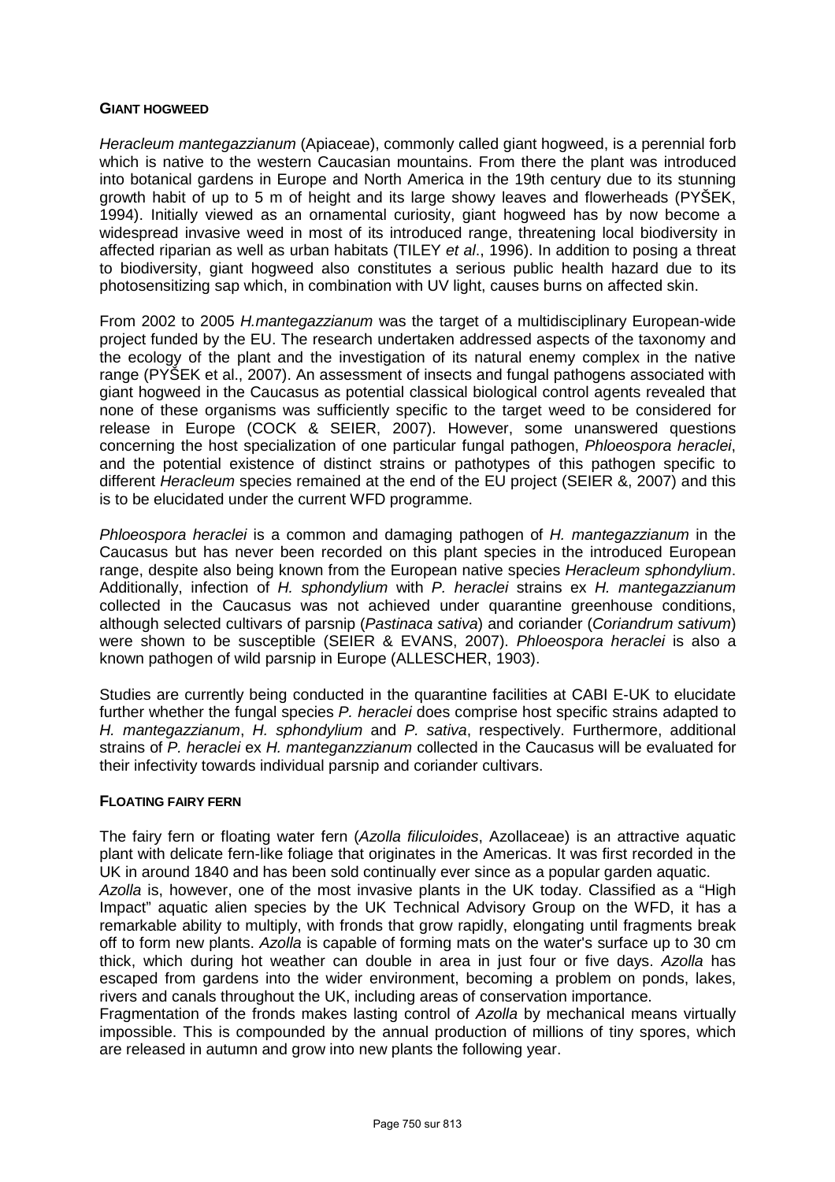#### GIANT HOGWEED

*Heracleum mantegazzianum* (Apiaceae), commonly called giant hogweed, is a perennial forb which is native to the western Caucasian mountains. From there the plant was introduced into botanical gardens in Europe and North America in the 19th century due to its stunning growth habit of up to 5 m of height and its large showy leaves and flowerheads (PYŠEK, 1994). Initially viewed as an ornamental curiosity, giant hogweed has by now become a widespread invasive weed in most of its introduced range, threatening local biodiversity in affected riparian as well as urban habitats (TILEY *et al*., 1996). In addition to posing a threat to biodiversity, giant hogweed also constitutes a serious public health hazard due to its photosensitizing sap which, in combination with UV light, causes burns on affected skin.

From 2002 to 2005 *H.mantegazzianum* was the target of a multidisciplinary European-wide project funded by the EU. The research undertaken addressed aspects of the taxonomy and the ecology of the plant and the investigation of its natural enemy complex in the native range (PYŠEK et al., 2007). An assessment of insects and fungal pathogens associated with giant hogweed in the Caucasus as potential classical biological control agents revealed that none of these organisms was sufficiently specific to the target weed to be considered for release in Europe (COCK & SEIER, 2007). However, some unanswered questions concerning the host specialization of one particular fungal pathogen, *Phloeospora heraclei*, and the potential existence of distinct strains or pathotypes of this pathogen specific to different *Heracleum* species remained at the end of the EU project (SEIER &, 2007) and this is to be elucidated under the current WFD programme.

*Phloeospora heraclei* is a common and damaging pathogen of *H. mantegazzianum* in the Caucasus but has never been recorded on this plant species in the introduced European range, despite also being known from the European native species *Heracleum sphondylium*. Additionally, infection of *H. sphondylium* with *P. heraclei* strains ex *H. mantegazzianum* collected in the Caucasus was not achieved under quarantine greenhouse conditions, although selected cultivars of parsnip (*Pastinaca sativa*) and coriander (*Coriandrum sativum*) were shown to be susceptible (SEIER & EVANS, 2007). *Phloeospora heraclei* is also a known pathogen of wild parsnip in Europe (ALLESCHER, 1903).

Studies are currently being conducted in the quarantine facilities at CABI E-UK to elucidate further whether the fungal species *P. heraclei* does comprise host specific strains adapted to *H. mantegazzianum*, *H. sphondylium* and *P. sativa*, respectively. Furthermore, additional strains of *P. heraclei* ex *H. manteganzzianum* collected in the Caucasus will be evaluated for their infectivity towards individual parsnip and coriander cultivars.

#### FLOATING FAIRY FERN

The fairy fern or floating water fern (*Azolla filiculoides*, Azollaceae) is an attractive aquatic plant with delicate fern-like foliage that originates in the Americas. It was first recorded in the UK in around 1840 and has been sold continually ever since as a popular garden aquatic.
*Azolla* is, however, one of the most invasive plants in the UK today. Classified as a "High Impact" aquatic alien species by the UK Technical Advisory Group on the WFD, it has a remarkable ability to multiply, with fronds that grow rapidly, elongating until fragments break off to form new plants. *Azolla* is capable of forming mats on the water's surface up to 30 cm thick, which during hot weather can double in area in just four or five days. *Azolla* has escaped from gardens into the wider environment, becoming a problem on ponds, lakes, rivers and canals throughout the UK, including areas of conservation importance.
Fragmentation of the fronds makes lasting control of *Azolla* by mechanical means virtually impossible. This is compounded by the annual production of millions of tiny spores, which are released in autumn and grow into new plants the following year.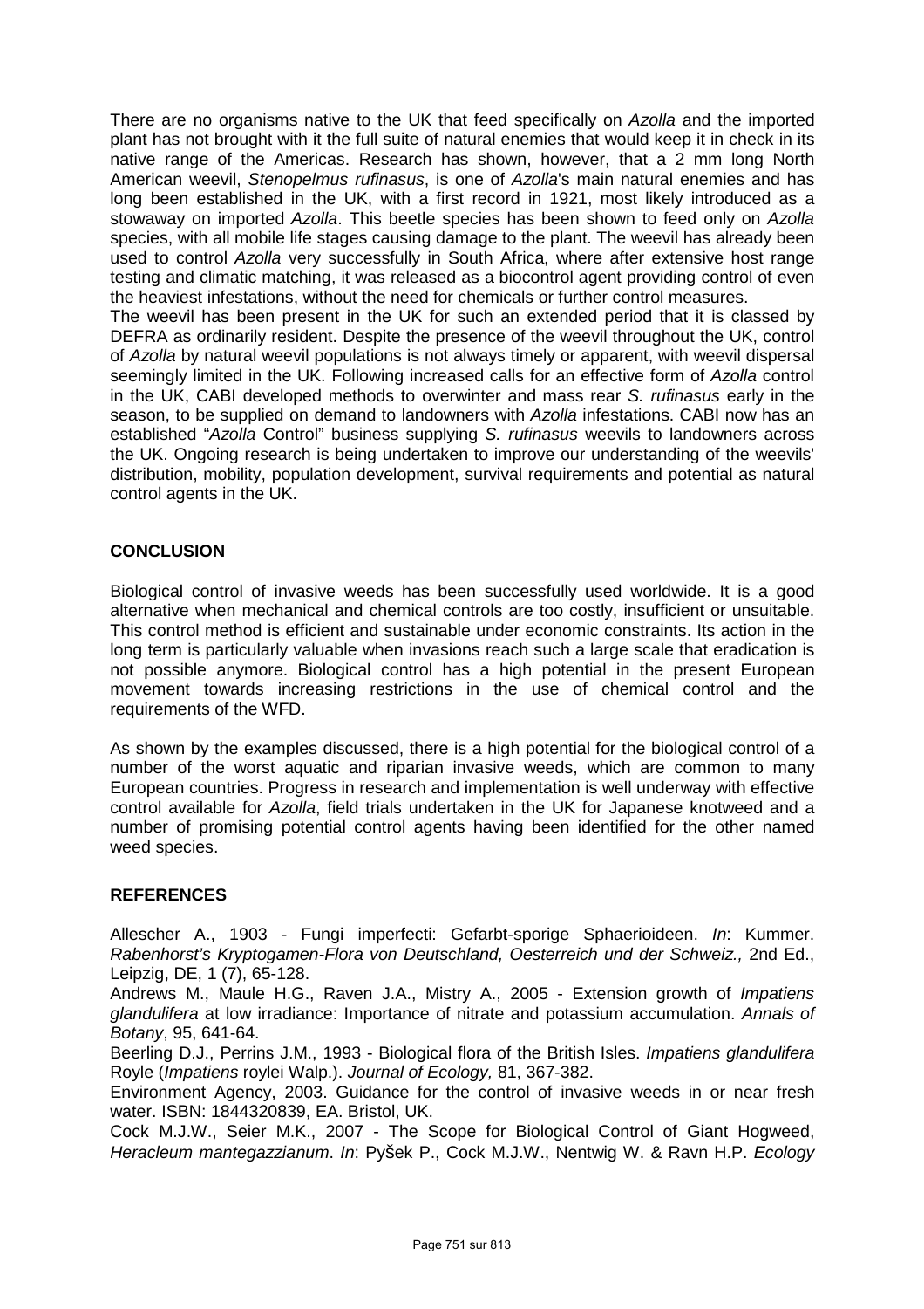There are no organisms native to the UK that feed specifically on *Azolla* and the imported plant has not brought with it the full suite of natural enemies that would keep it in check in its native range of the Americas. Research has shown, however, that a 2 mm long North American weevil, *Stenopelmus rufinasus*, is one of *Azolla*'s main natural enemies and has long been established in the UK, with a first record in 1921, most likely introduced as a stowaway on imported *Azolla*. This beetle species has been shown to feed only on *Azolla* species, with all mobile life stages causing damage to the plant. The weevil has already been used to control *Azolla* very successfully in South Africa, where after extensive host range testing and climatic matching, it was released as a biocontrol agent providing control of even the heaviest infestations, without the need for chemicals or further control measures.

The weevil has been present in the UK for such an extended period that it is classed by DEFRA as ordinarily resident. Despite the presence of the weevil throughout the UK, control of *Azolla* by natural weevil populations is not always timely or apparent, with weevil dispersal seemingly limited in the UK. Following increased calls for an effective form of *Azolla* control in the UK, CABI developed methods to overwinter and mass rear *S. rufinasus* early in the season, to be supplied on demand to landowners with *Azolla* infestations. CABI now has an established "*Azolla* Control" business supplying *S. rufinasus* weevils to landowners across the UK. Ongoing research is being undertaken to improve our understanding of the weevils' distribution, mobility, population development, survival requirements and potential as natural control agents in the UK.

## CONCLUSION

Biological control of invasive weeds has been successfully used worldwide. It is a good alternative when mechanical and chemical controls are too costly, insufficient or unsuitable. This control method is efficient and sustainable under economic constraints. Its action in the long term is particularly valuable when invasions reach such a large scale that eradication is not possible anymore. Biological control has a high potential in the present European movement towards increasing restrictions in the use of chemical control and the requirements of the WFD.

As shown by the examples discussed, there is a high potential for the biological control of a number of the worst aquatic and riparian invasive weeds, which are common to many European countries. Progress in research and implementation is well underway with effective control available for *Azolla*, field trials undertaken in the UK for Japanese knotweed and a number of promising potential control agents having been identified for the other named weed species.

## REFERENCES

Allescher A., 1903 - Fungi imperfecti: Gefarbt-sporige Sphaerioideen. *In*: Kummer. *Rabenhorst's Kryptogamen-Flora von Deutschland, Oesterreich und der Schweiz.,* 2nd Ed., Leipzig, DE, 1 (7), 65-128.

Andrews M., Maule H.G., Raven J.A., Mistry A., 2005 - Extension growth of *Impatiens glandulifera* at low irradiance: Importance of nitrate and potassium accumulation. *Annals of Botany*, 95, 641-64.

Beerling D.J., Perrins J.M., 1993 - Biological flora of the British Isles. *Impatiens glandulifera* Royle (*Impatiens* roylei Walp.). *Journal of Ecology,* 81, 367-382.

Environment Agency, 2003. Guidance for the control of invasive weeds in or near fresh water. ISBN: 1844320839, EA. Bristol, UK.

Cock M.J.W., Seier M.K., 2007 - The Scope for Biological Control of Giant Hogweed, *Heracleum mantegazzianum*. *In*: Pyšek P., Cock M.J.W., Nentwig W. & Ravn H.P. *Ecology*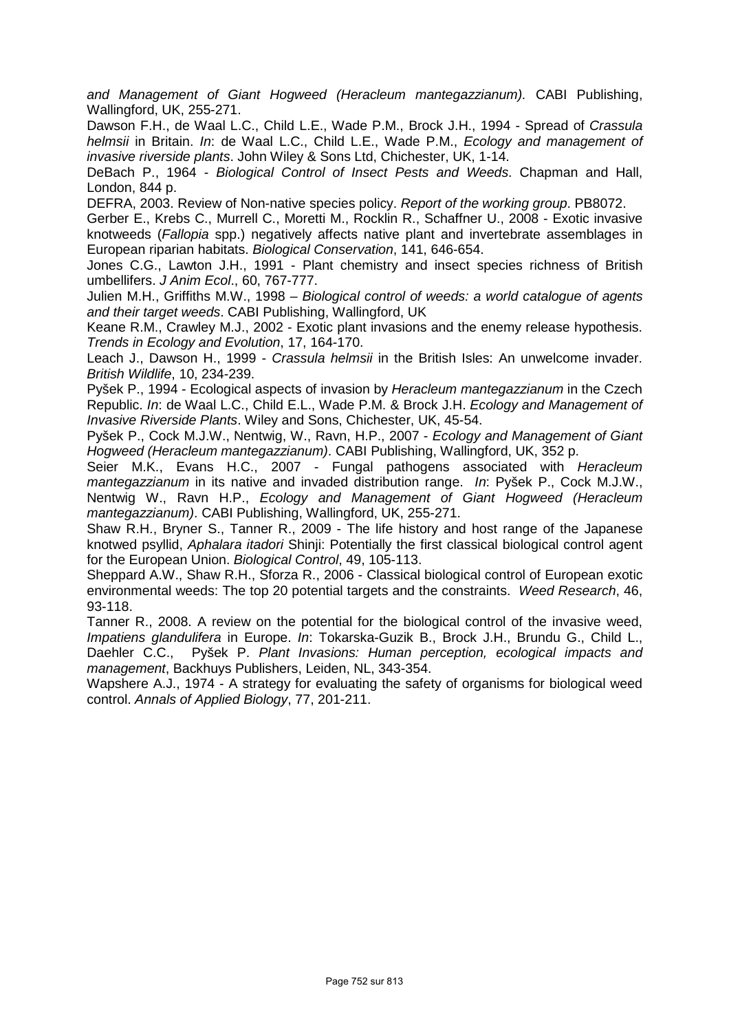*and Management of Giant Hogweed (Heracleum mantegazzianum).* CABI Publishing, Wallingford, UK, 255-271.

Dawson F.H., de Waal L.C., Child L.E., Wade P.M., Brock J.H., 1994 - Spread of *Crassula helmsii* in Britain. *In*: de Waal L.C., Child L.E., Wade P.M., *Ecology and management of invasive riverside plants*. John Wiley & Sons Ltd, Chichester, UK, 1-14.

DeBach P., 1964 - *Biological Control of Insect Pests and Weeds*. Chapman and Hall, London, 844 p.

DEFRA, 2003. Review of Non-native species policy. *Report of the working group*. PB8072.

Gerber E., Krebs C., Murrell C., Moretti M., Rocklin R., Schaffner U., 2008 - Exotic invasive knotweeds (*Fallopia* spp.) negatively affects native plant and invertebrate assemblages in European riparian habitats. *Biological Conservation*, 141, 646-654.

Jones C.G., Lawton J.H., 1991 - Plant chemistry and insect species richness of British umbellifers. *J Anim Ecol*., 60, 767-777.

Julien M.H., Griffiths M.W., 1998 – *Biological control of weeds: a world catalogue of agents and their target weeds*. CABI Publishing, Wallingford, UK

Keane R.M., Crawley M.J., 2002 - Exotic plant invasions and the enemy release hypothesis. *Trends in Ecology and Evolution*, 17, 164-170.

Leach J., Dawson H., 1999 - *Crassula helmsii* in the British Isles: An unwelcome invader. *British Wildlife*, 10, 234-239.

Pyšek P., 1994 - Ecological aspects of invasion by *Heracleum mantegazzianum* in the Czech Republic. *In*: de Waal L.C., Child E.L., Wade P.M. & Brock J.H. *Ecology and Management of Invasive Riverside Plants*. Wiley and Sons, Chichester, UK, 45-54.

Pyšek P., Cock M.J.W., Nentwig, W., Ravn, H.P., 2007 - *Ecology and Management of Giant Hogweed (Heracleum mantegazzianum)*. CABI Publishing, Wallingford, UK, 352 p.

Seier M.K., Evans H.C., 2007 - Fungal pathogens associated with *Heracleum mantegazzianum* in its native and invaded distribution range. *In*: Pyšek P., Cock M.J.W., Nentwig W., Ravn H.P., *Ecology and Management of Giant Hogweed (Heracleum mantegazzianum)*. CABI Publishing, Wallingford, UK, 255-271.

Shaw R.H., Bryner S., Tanner R., 2009 - The life history and host range of the Japanese knotwed psyllid, *Aphalara itadori* Shinji: Potentially the first classical biological control agent for the European Union. *Biological Control*, 49, 105-113.

Sheppard A.W., Shaw R.H., Sforza R., 2006 - Classical biological control of European exotic environmental weeds: The top 20 potential targets and the constraints. *Weed Research*, 46, 93-118.

Tanner R., 2008. A review on the potential for the biological control of the invasive weed, *Impatiens glandulifera* in Europe. *In*: Tokarska-Guzik B., Brock J.H., Brundu G., Child L., Daehler C.C., Pyšek P. *Plant Invasions: Human perception, ecological impacts and management*, Backhuys Publishers, Leiden, NL, 343-354.

Wapshere A.J., 1974 - A strategy for evaluating the safety of organisms for biological weed control. *Annals of Applied Biology*, 77, 201-211.